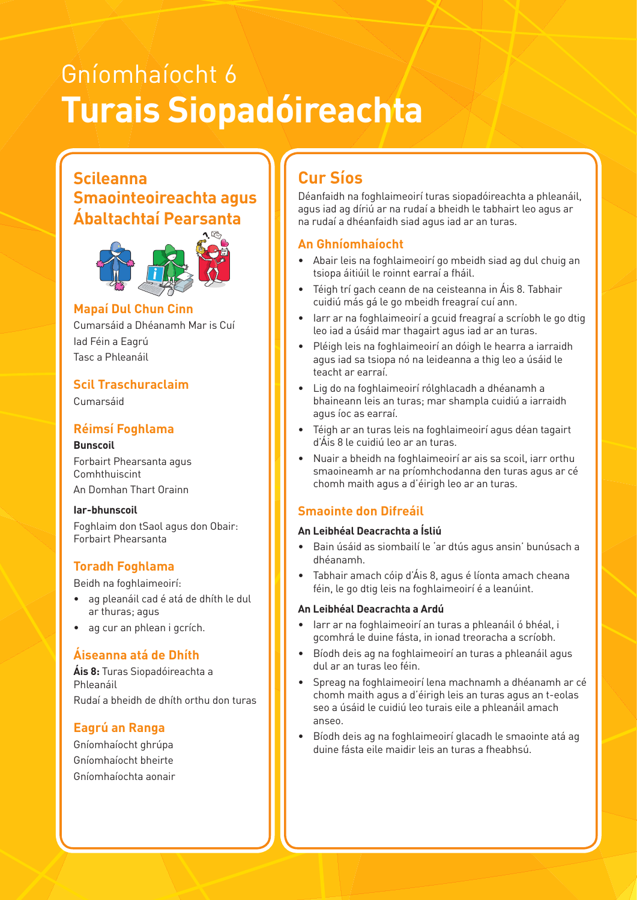# Gníomhaíocht 6
# **Turais Siopadóireachta**

## Scileanna Smaointeoireachta agus Ábaltachtaí Pearsanta

### Mapaí Dul Chun Cinn

Cumarsáid a Dhéanamh Mar is Cuí
Iad Féin a Eagrú
Tasc a Phleanáil

### Scil Traschuraclaim

Cumarsáid

### Réimsí Foghlama

**Bunscoil**

Forbairt Phearsanta agus Comhthuiscint
An Domhan Thart Orainn

**Iar-bhunscoil**

Foghlaim don tSaol agus don Obair: Forbairt Phearsanta

### Toradh Foghlama

Beidh na foghlaimeoirí:

- ag pleanáil cad é atá de dhíth le dul ar thuras; agus
- ag cur an phlean i gcrích.

### Áiseanna atá de Dhíth

**Áis 8:** Turas Siopadóireachta a Phleanáil
Rudaí a bheidh de dhíth orthu don turas

### Eagrú an Ranga

Gníomhaíocht ghrúpa
Gníomhaíocht bheirte
Gníomhaíochta aonair

## Cur Síos

Déanfaidh na foghlaimeoirí turas siopadóireachta a phleanáil, agus iad ag díriú ar na rudaí a bheidh le tabhairt leo agus ar na rudaí a dhéanfaidh siad agus iad ar an turas.

### An Ghníomhaíocht

- Abair leis na foghlaimeoirí go mbeidh siad ag dul chuig an tsiopa áitiúil le roinnt earraí a fháil.
- Téigh trí gach ceann de na ceisteanna in Áis 8. Tabhair cuidiú más gá le go mbeidh freagraí cuí ann.
- Iarr ar na foghlaimeoirí a gcuid freagraí a scríobh le go dtig leo iad a úsáid mar thagairt agus iad ar an turas.
- Pléigh leis na foghlaimeoirí an dóigh le hearra a iarraidh agus iad sa tsiopa nó na leideanna a thig leo a úsáid le teacht ar earraí.
- Lig do na foghlaimeoirí rólghlacadh a dhéanamh a bhaineann leis an turas; mar shampla cuidiú a iarraidh agus íoc as earraí.
- Téigh ar an turas leis na foghlaimeoirí agus déan tagairt d'Áis 8 le cuidiú leo ar an turas.
- Nuair a bheidh na foghlaimeoirí ar ais sa scoil, iarr orthu smaoineamh ar na príomhchodanna den turas agus ar cé chomh maith agus a d'éirigh leo ar an turas.

### Smaointe don Difreáil

**An Leibhéal Deacrachta a Ísliú**

- Bain úsáid as siombailí le 'ar dtús agus ansin' bunúsach a dhéanamh.
- Tabhair amach cóip d'Áis 8, agus é líonta amach cheana féin, le go dtig leis na foghlaimeoirí é a leanúint.

**An Leibhéal Deacrachta a Ardú**

- Iarr ar na foghlaimeoirí an turas a phleanáil ó bhéal, i gcomhrá le duine fásta, in ionad treoracha a scríobh.
- Bíodh deis ag na foghlaimeoirí an turas a phleanáil agus dul ar an turas leo féin.
- Spreag na foghlaimeoirí lena machnamh a dhéanamh ar cé chomh maith agus a d'éirigh leis an turas agus an t-eolas seo a úsáid le cuidiú leo turais eile a phleanáil amach anseo.
- Bíodh deis ag na foghlaimeoirí glacadh le smaointe atá ag duine fásta eile maidir leis an turas a fheabhsú.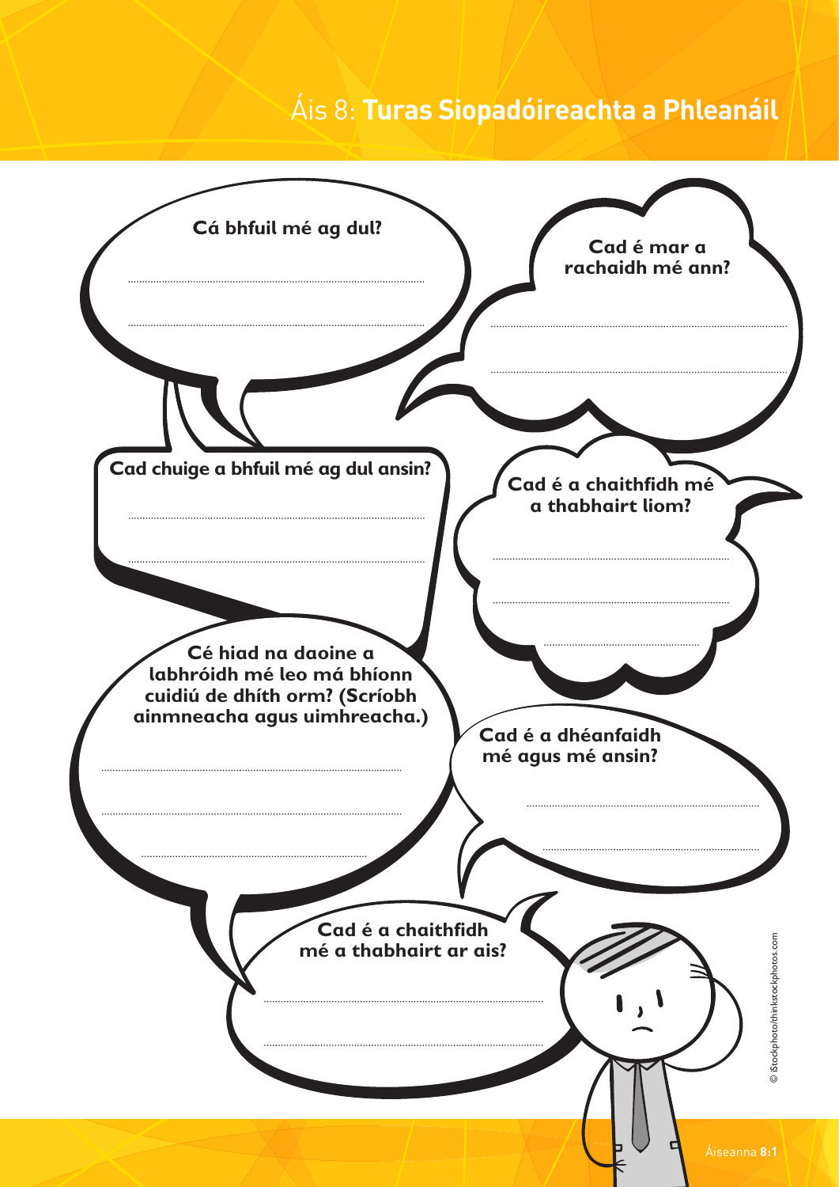# Áis 8: **Turas Siopadóireachta a Phleanáil**

**Cá bhfuil mé ag dul?**

........................................................................................

........................................................................................

**Cad é mar a rachaidh mé ann?**

........................................................................................

........................................................................................

**Cad chuige a bhfuil mé ag dul ansin?**

........................................................................................

........................................................................................

**Cad é a chaithfidh mé a thabhairt liom?**

........................................................................................

........................................................................................

........................................................................................

**Cé hiad na daoine a labhróidh mé leo má bhíonn cuidiú de dhíth orm? (Scríobh ainmneacha agus uimhreacha.)**

........................................................................................

........................................................................................

........................................................................................

**Cad é a dhéanfaidh mé agus mé ansin?**

........................................................................................

........................................................................................

**Cad é a chaithfidh mé a thabhairt ar ais?**

........................................................................................

........................................................................................

© iStockphoto/thinkstockphotos.com